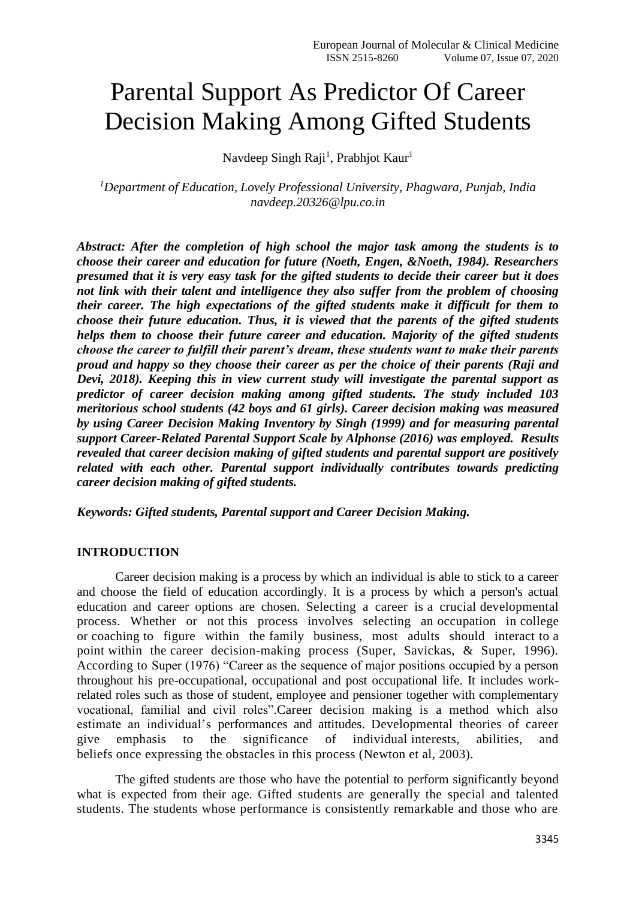# Parental Support As Predictor Of Career Decision Making Among Gifted Students

Navdeep Singh Raji[1], Prabhjot Kaur[1]

[1]*Department of Education, Lovely Professional University, Phagwara, Punjab, India*
*navdeep.20326@lpu.co.in*

***Abstract: After the completion of high school the major task among the students is to choose their career and education for future (Noeth, Engen, &Noeth, 1984). Researchers presumed that it is very easy task for the gifted students to decide their career but it does not link with their talent and intelligence they also suffer from the problem of choosing their career. The high expectations of the gifted students make it difficult for them to choose their future education. Thus, it is viewed that the parents of the gifted students helps them to choose their future career and education. Majority of the gifted students choose the career to fulfill their parent's dream, these students want to make their parents proud and happy so they choose their career as per the choice of their parents (Raji and Devi, 2018). Keeping this in view current study will investigate the parental support as predictor of career decision making among gifted students. The study included 103 meritorious school students (42 boys and 61 girls). Career decision making was measured by using Career Decision Making Inventory by Singh (1999) and for measuring parental support Career-Related Parental Support Scale by Alphonse (2016) was employed. Results revealed that career decision making of gifted students and parental support are positively related with each other. Parental support individually contributes towards predicting career decision making of gifted students.***

***Keywords: Gifted students, Parental support and Career Decision Making.***

## INTRODUCTION

Career decision making is a process by which an individual is able to stick to a career and choose the field of education accordingly. It is a process by which a person's actual education and career options are chosen. Selecting a career is a crucial developmental process. Whether or not this process involves selecting an occupation in college or coaching to figure within the family business, most adults should interact to a point within the career decision-making process (Super, Savickas, & Super, 1996). According to Super (1976) "Career as the sequence of major positions occupied by a person throughout his pre-occupational, occupational and post occupational life. It includes work-related roles such as those of student, employee and pensioner together with complementary vocational, familial and civil roles".Career decision making is a method which also estimate an individual's performances and attitudes. Developmental theories of career give emphasis to the significance of individual interests, abilities, and beliefs once expressing the obstacles in this process (Newton et al, 2003).

The gifted students are those who have the potential to perform significantly beyond what is expected from their age. Gifted students are generally the special and talented students. The students whose performance is consistently remarkable and those who are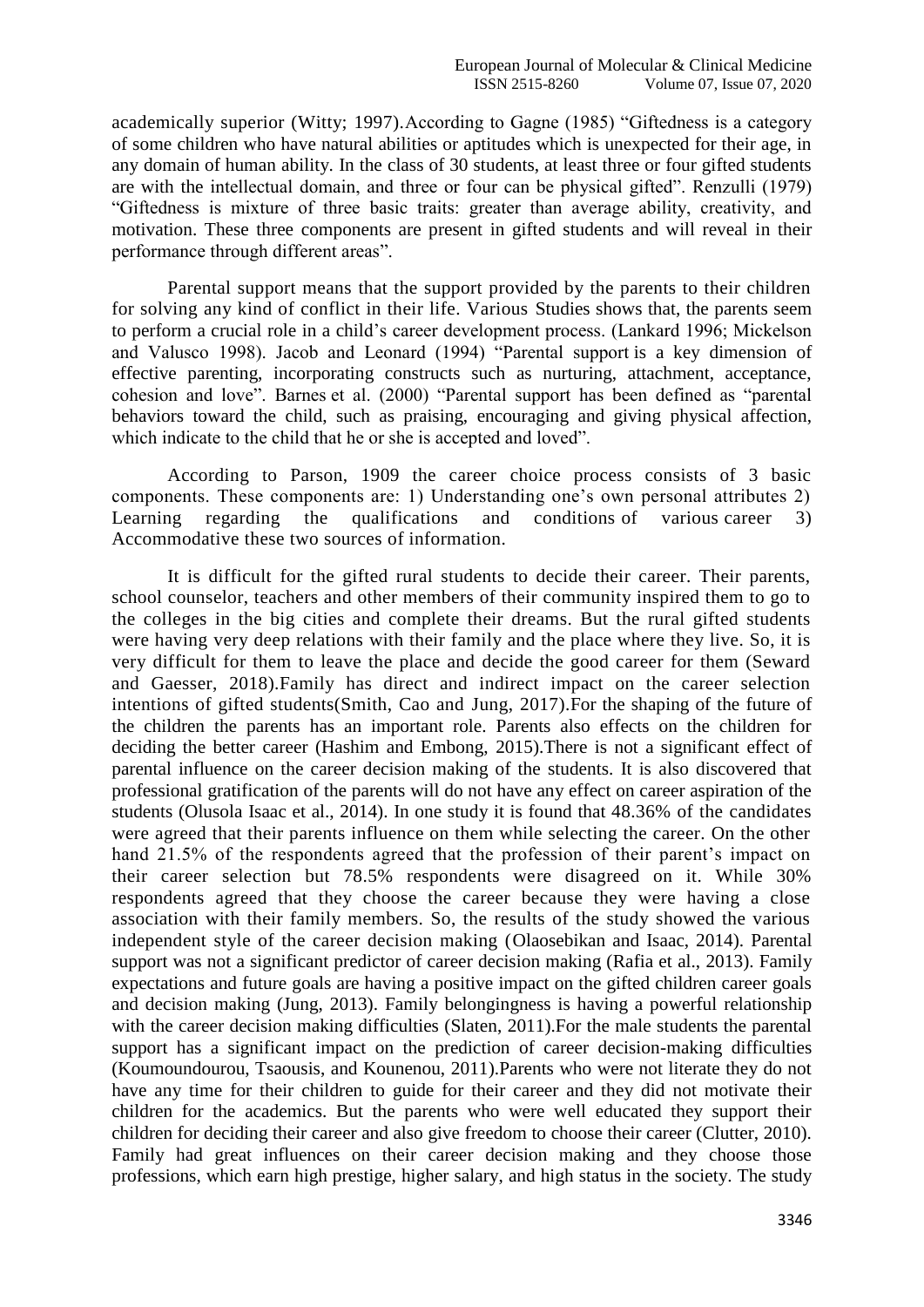academically superior (Witty; 1997).According to Gagne (1985) "Giftedness is a category of some children who have natural abilities or aptitudes which is unexpected for their age, in any domain of human ability. In the class of 30 students, at least three or four gifted students are with the intellectual domain, and three or four can be physical gifted". Renzulli (1979) "Giftedness is mixture of three basic traits: greater than average ability, creativity, and motivation. These three components are present in gifted students and will reveal in their performance through different areas".

Parental support means that the support provided by the parents to their children for solving any kind of conflict in their life. Various Studies shows that, the parents seem to perform a crucial role in a child's career development process. (Lankard 1996; Mickelson and Valusco 1998). Jacob and Leonard (1994) "Parental support is a key dimension of effective parenting, incorporating constructs such as nurturing, attachment, acceptance, cohesion and love". Barnes et al. (2000) "Parental support has been defined as "parental behaviors toward the child, such as praising, encouraging and giving physical affection, which indicate to the child that he or she is accepted and loved".

According to Parson, 1909 the career choice process consists of 3 basic components. These components are: 1) Understanding one's own personal attributes 2) Learning regarding the qualifications and conditions of various career 3) Accommodative these two sources of information.

It is difficult for the gifted rural students to decide their career. Their parents, school counselor, teachers and other members of their community inspired them to go to the colleges in the big cities and complete their dreams. But the rural gifted students were having very deep relations with their family and the place where they live. So, it is very difficult for them to leave the place and decide the good career for them (Seward and Gaesser, 2018).Family has direct and indirect impact on the career selection intentions of gifted students(Smith, Cao and Jung, 2017).For the shaping of the future of the children the parents has an important role. Parents also effects on the children for deciding the better career (Hashim and Embong, 2015).There is not a significant effect of parental influence on the career decision making of the students. It is also discovered that professional gratification of the parents will do not have any effect on career aspiration of the students (Olusola Isaac et al., 2014). In one study it is found that 48.36% of the candidates were agreed that their parents influence on them while selecting the career. On the other hand 21.5% of the respondents agreed that the profession of their parent's impact on their career selection but 78.5% respondents were disagreed on it. While 30% respondents agreed that they choose the career because they were having a close association with their family members. So, the results of the study showed the various independent style of the career decision making (Olaosebikan and Isaac, 2014). Parental support was not a significant predictor of career decision making (Rafia et al., 2013). Family expectations and future goals are having a positive impact on the gifted children career goals and decision making (Jung, 2013). Family belongingness is having a powerful relationship with the career decision making difficulties (Slaten, 2011).For the male students the parental support has a significant impact on the prediction of career decision-making difficulties (Koumoundourou, Tsaousis, and Kounenou, 2011).Parents who were not literate they do not have any time for their children to guide for their career and they did not motivate their children for the academics. But the parents who were well educated they support their children for deciding their career and also give freedom to choose their career (Clutter, 2010). Family had great influences on their career decision making and they choose those professions, which earn high prestige, higher salary, and high status in the society. The study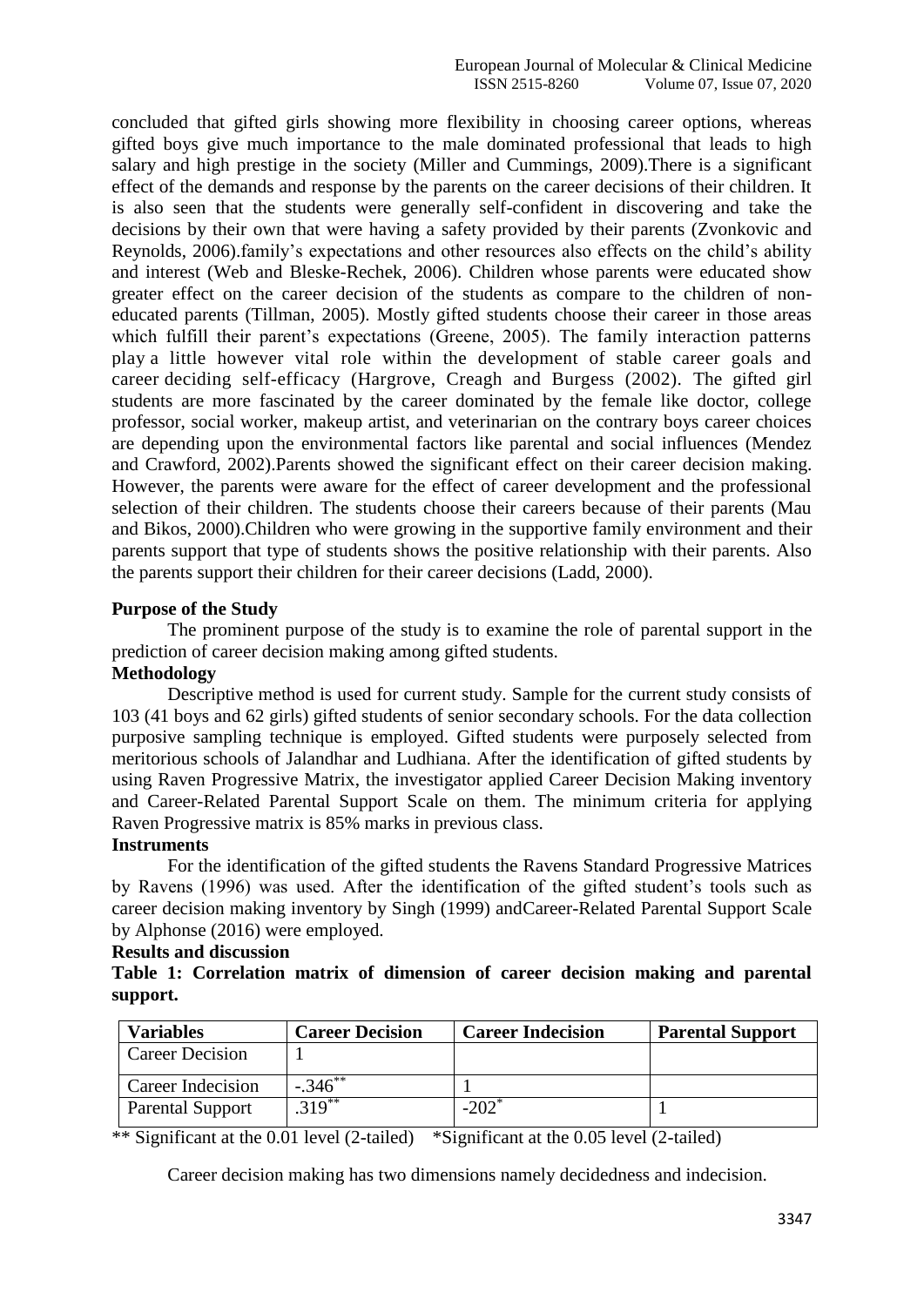concluded that gifted girls showing more flexibility in choosing career options, whereas gifted boys give much importance to the male dominated professional that leads to high salary and high prestige in the society (Miller and Cummings, 2009).There is a significant effect of the demands and response by the parents on the career decisions of their children. It is also seen that the students were generally self-confident in discovering and take the decisions by their own that were having a safety provided by their parents (Zvonkovic and Reynolds, 2006).family's expectations and other resources also effects on the child's ability and interest (Web and Bleske-Rechek, 2006). Children whose parents were educated show greater effect on the career decision of the students as compare to the children of non-educated parents (Tillman, 2005). Mostly gifted students choose their career in those areas which fulfill their parent's expectations (Greene, 2005). The family interaction patterns play a little however vital role within the development of stable career goals and career deciding self-efficacy (Hargrove, Creagh and Burgess (2002). The gifted girl students are more fascinated by the career dominated by the female like doctor, college professor, social worker, makeup artist, and veterinarian on the contrary boys career choices are depending upon the environmental factors like parental and social influences (Mendez and Crawford, 2002).Parents showed the significant effect on their career decision making. However, the parents were aware for the effect of career development and the professional selection of their children. The students choose their careers because of their parents (Mau and Bikos, 2000).Children who were growing in the supportive family environment and their parents support that type of students shows the positive relationship with their parents. Also the parents support their children for their career decisions (Ladd, 2000).

**Purpose of the Study**

The prominent purpose of the study is to examine the role of parental support in the prediction of career decision making among gifted students.

**Methodology**

Descriptive method is used for current study. Sample for the current study consists of 103 (41 boys and 62 girls) gifted students of senior secondary schools. For the data collection purposive sampling technique is employed. Gifted students were purposely selected from meritorious schools of Jalandhar and Ludhiana. After the identification of gifted students by using Raven Progressive Matrix, the investigator applied Career Decision Making inventory and Career-Related Parental Support Scale on them. The minimum criteria for applying Raven Progressive matrix is 85% marks in previous class.

**Instruments**

For the identification of the gifted students the Ravens Standard Progressive Matrices by Ravens (1996) was used. After the identification of the gifted student's tools such as career decision making inventory by Singh (1999) andCareer-Related Parental Support Scale by Alphonse (2016) were employed.

**Results and discussion**

**Table 1: Correlation matrix of dimension of career decision making and parental support.**

| Variables | Career Decision | Career Indecision | Parental Support |
|---|---|---|---|
| Career Decision | 1 | | |
| Career Indecision | $-.346^{**}$ | 1 | |
| Parental Support | $.319^{**}$ | $-202^{*}$ | 1 |

** Significant at the 0.01 level (2-tailed)  *Significant at the 0.05 level (2-tailed)

Career decision making has two dimensions namely decidedness and indecision.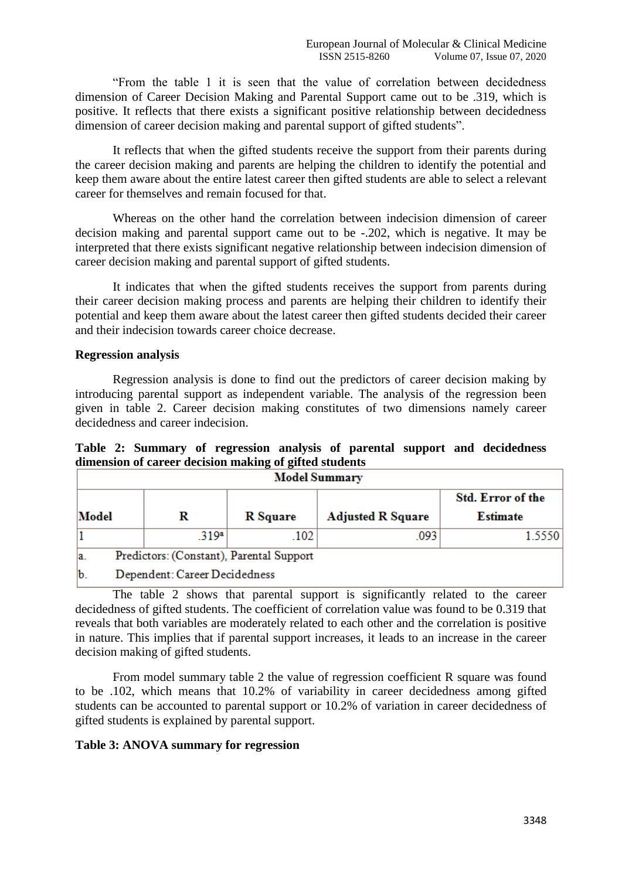"From the table 1 it is seen that the value of correlation between decidedness dimension of Career Decision Making and Parental Support came out to be .319, which is positive. It reflects that there exists a significant positive relationship between decidedness dimension of career decision making and parental support of gifted students".

It reflects that when the gifted students receive the support from their parents during the career decision making and parents are helping the children to identify the potential and keep them aware about the entire latest career then gifted students are able to select a relevant career for themselves and remain focused for that.

Whereas on the other hand the correlation between indecision dimension of career decision making and parental support came out to be -.202, which is negative. It may be interpreted that there exists significant negative relationship between indecision dimension of career decision making and parental support of gifted students.

It indicates that when the gifted students receives the support from parents during their career decision making process and parents are helping their children to identify their potential and keep them aware about the latest career then gifted students decided their career and their indecision towards career choice decrease.

**Regression analysis**

Regression analysis is done to find out the predictors of career decision making by introducing parental support as independent variable. The analysis of the regression been given in table 2. Career decision making constitutes of two dimensions namely career decidedness and career indecision.

**Table 2: Summary of regression analysis of parental support and decidedness dimension of career decision making of gifted students**

| Model Summary | | | | |
|---|---|---|---|---|
| Model | R | R Square | Adjusted R Square | Std. Error of the Estimate |
| 1 | .319[a] | .102 | .093 | 1.5550 |
| a. Predictors: (Constant), Parental Support | | | | |
| b. Dependent: Career Decidedness | | | | |

The table 2 shows that parental support is significantly related to the career decidedness of gifted students. The coefficient of correlation value was found to be 0.319 that reveals that both variables are moderately related to each other and the correlation is positive in nature. This implies that if parental support increases, it leads to an increase in the career decision making of gifted students.

From model summary table 2 the value of regression coefficient R square was found to be .102, which means that 10.2% of variability in career decidedness among gifted students can be accounted to parental support or 10.2% of variation in career decidedness of gifted students is explained by parental support.

**Table 3: ANOVA summary for regression**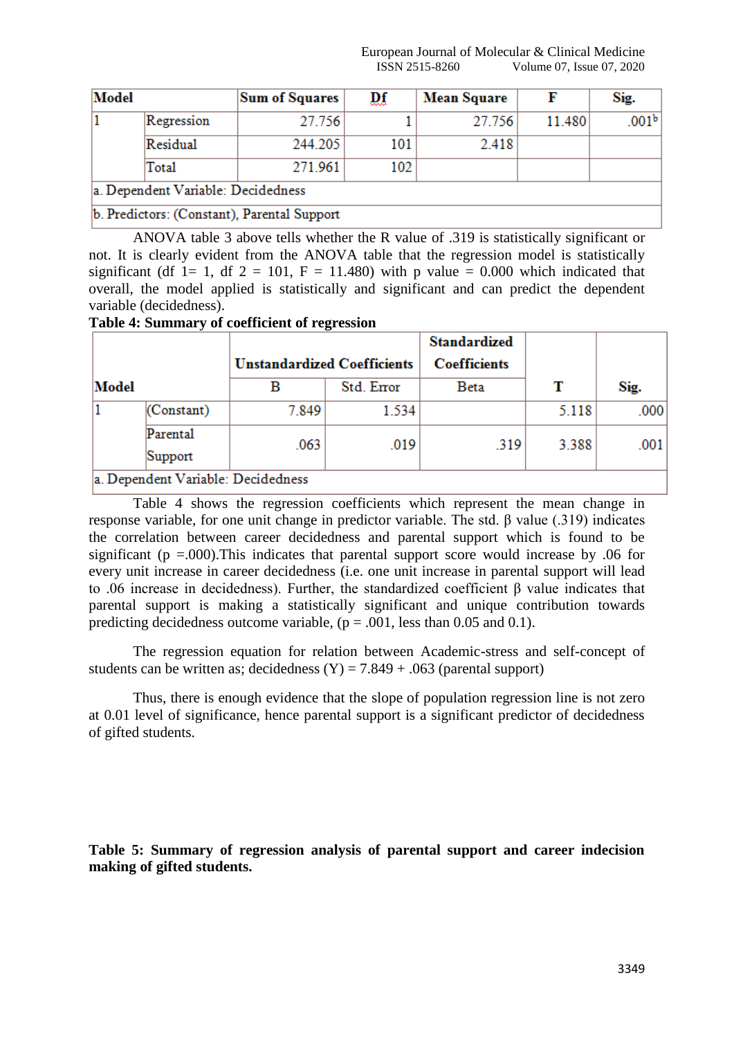| Model | | Sum of Squares | Df | Mean Square | F | Sig. |
|---|---|---|---|---|---|---|
| 1 | Regression | 27.756 | 1 | 27.756 | 11.480 | .001[b] |
| | Residual | 244.205 | 101 | 2.418 | | |
| | Total | 271.961 | 102 | | | |

a. Dependent Variable: Decidedness

b. Predictors: (Constant), Parental Support

ANOVA table 3 above tells whether the R value of .319 is statistically significant or not. It is clearly evident from the ANOVA table that the regression model is statistically significant (df 1= 1, df 2 = 101, F = 11.480) with p value = 0.000 which indicated that overall, the model applied is statistically and significant and can predict the dependent variable (decidedness).

**Table 4: Summary of coefficient of regression**

| Model | | Unstandardized Coefficients | | Standardized Coefficients | T | Sig. |
|---|---|---|---|---|---|---|
| | | B | Std. Error | Beta | | |
| 1 | (Constant) | 7.849 | 1.534 | | 5.118 | .000 |
| | Parental Support | .063 | .019 | .319 | 3.388 | .001 |

a. Dependent Variable: Decidedness

Table 4 shows the regression coefficients which represent the mean change in response variable, for one unit change in predictor variable. The std. β value (.319) indicates the correlation between career decidedness and parental support which is found to be significant (p =.000).This indicates that parental support score would increase by .06 for every unit increase in career decidedness (i.e. one unit increase in parental support will lead to .06 increase in decidedness). Further, the standardized coefficient β value indicates that parental support is making a statistically significant and unique contribution towards predicting decidedness outcome variable, (p = .001, less than 0.05 and 0.1).

The regression equation for relation between Academic-stress and self-concept of students can be written as; decidedness (Y) = 7.849 + .063 (parental support)

Thus, there is enough evidence that the slope of population regression line is not zero at 0.01 level of significance, hence parental support is a significant predictor of decidedness of gifted students.

**Table 5: Summary of regression analysis of parental support and career indecision making of gifted students.**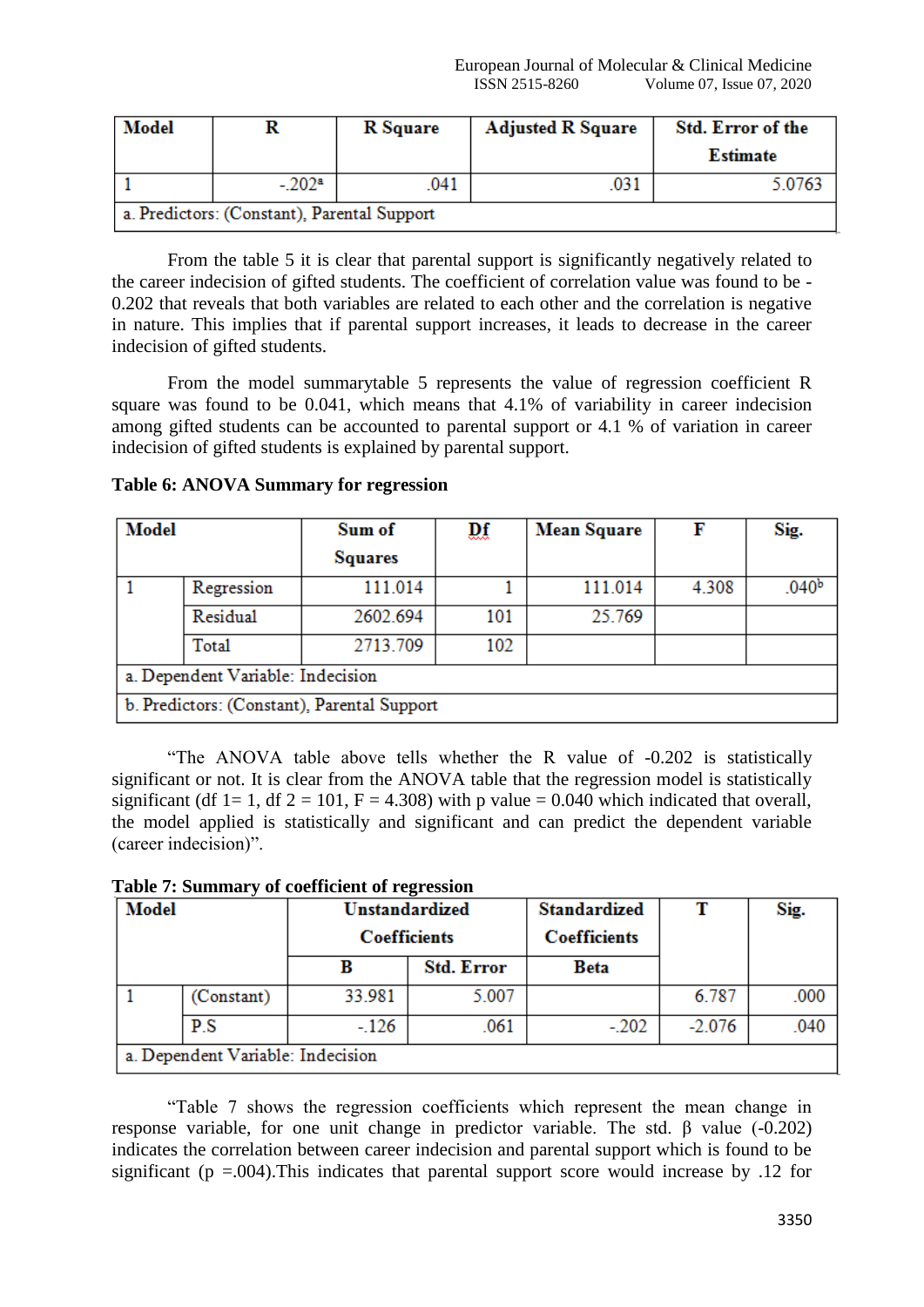| Model | R | R Square | Adjusted R Square | Std. Error of the Estimate |
|---|---|---|---|---|
| 1 | -.202[a] | .041 | .031 | 5.0763 |
| a. Predictors: (Constant), Parental Support | | | | |

From the table 5 it is clear that parental support is significantly negatively related to the career indecision of gifted students. The coefficient of correlation value was found to be -0.202 that reveals that both variables are related to each other and the correlation is negative in nature. This implies that if parental support increases, it leads to decrease in the career indecision of gifted students.

From the model summarytable 5 represents the value of regression coefficient R square was found to be 0.041, which means that 4.1% of variability in career indecision among gifted students can be accounted to parental support or 4.1 % of variation in career indecision of gifted students is explained by parental support.

**Table 6: ANOVA Summary for regression**

| Model | | Sum of Squares | Df | Mean Square | F | Sig. |
|---|---|---|---|---|---|---|
| 1 | Regression | 111.014 | 1 | 111.014 | 4.308 | .040[b] |
| | Residual | 2602.694 | 101 | 25.769 | | |
| | Total | 2713.709 | 102 | | | |
| a. Dependent Variable: Indecision | | | | | | |
| b. Predictors: (Constant), Parental Support | | | | | | |

"The ANOVA table above tells whether the R value of -0.202 is statistically significant or not. It is clear from the ANOVA table that the regression model is statistically significant (df 1= 1, df 2 = 101, F = 4.308) with p value = 0.040 which indicated that overall, the model applied is statistically and significant and can predict the dependent variable (career indecision)".

**Table 7: Summary of coefficient of regression**

| Model | | Unstandardized Coefficients | | Standardized Coefficients | T | Sig. |
|---|---|---|---|---|---|---|
| | | B | Std. Error | Beta | | |
| 1 | (Constant) | 33.981 | 5.007 | | 6.787 | .000 |
| | P.S | -.126 | .061 | -.202 | -2.076 | .040 |
| a. Dependent Variable: Indecision | | | | | | |

"Table 7 shows the regression coefficients which represent the mean change in response variable, for one unit change in predictor variable. The std. β value (-0.202) indicates the correlation between career indecision and parental support which is found to be significant (p =.004).This indicates that parental support score would increase by .12 for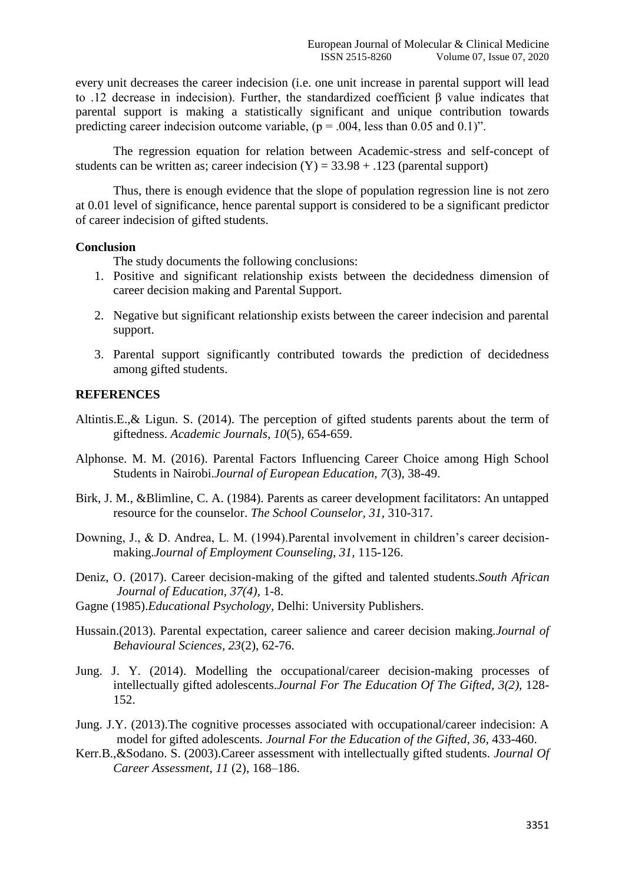every unit decreases the career indecision (i.e. one unit increase in parental support will lead to .12 decrease in indecision). Further, the standardized coefficient β value indicates that parental support is making a statistically significant and unique contribution towards predicting career indecision outcome variable, (p = .004, less than 0.05 and 0.1)".

The regression equation for relation between Academic-stress and self-concept of students can be written as; career indecision (Y) = 33.98 + .123 (parental support)

Thus, there is enough evidence that the slope of population regression line is not zero at 0.01 level of significance, hence parental support is considered to be a significant predictor of career indecision of gifted students.

**Conclusion**

The study documents the following conclusions:

1. Positive and significant relationship exists between the decidedness dimension of career decision making and Parental Support.
2. Negative but significant relationship exists between the career indecision and parental support.
3. Parental support significantly contributed towards the prediction of decidedness among gifted students.

**REFERENCES**

Altintis.E.,& Ligun. S. (2014). The perception of gifted students parents about the term of giftedness. *Academic Journals, 10*(5), 654-659.

Alphonse. M. M. (2016). Parental Factors Influencing Career Choice among High School Students in Nairobi.*Journal of European Education, 7*(3), 38-49.

Birk, J. M., &Blimline, C. A. (1984). Parents as career development facilitators: An untapped resource for the counselor. *The School Counselor, 31*, 310-317.

Downing, J., & D. Andrea, L. M. (1994).Parental involvement in children's career decision-making.*Journal of Employment Counseling, 31,* 115-126.

Deniz, O. (2017). Career decision-making of the gifted and talented students.*South African Journal of Education, 37(4),* 1-8.

Gagne (1985).*Educational Psychology,* Delhi: University Publishers.

Hussain.(2013). Parental expectation, career salience and career decision making.*Journal of Behavioural Sciences, 23*(2), 62-76.

Jung. J. Y. (2014). Modelling the occupational/career decision-making processes of intellectually gifted adolescents.*Journal For The Education Of The Gifted, 3(2),* 128-152.

Jung. J.Y. (2013).The cognitive processes associated with occupational/career indecision: A model for gifted adolescents. *Journal For the Education of the Gifted, 36*, 433-460.

Kerr.B.,&Sodano. S. (2003).Career assessment with intellectually gifted students. *Journal Of Career Assessment, 11* (2), 168–186.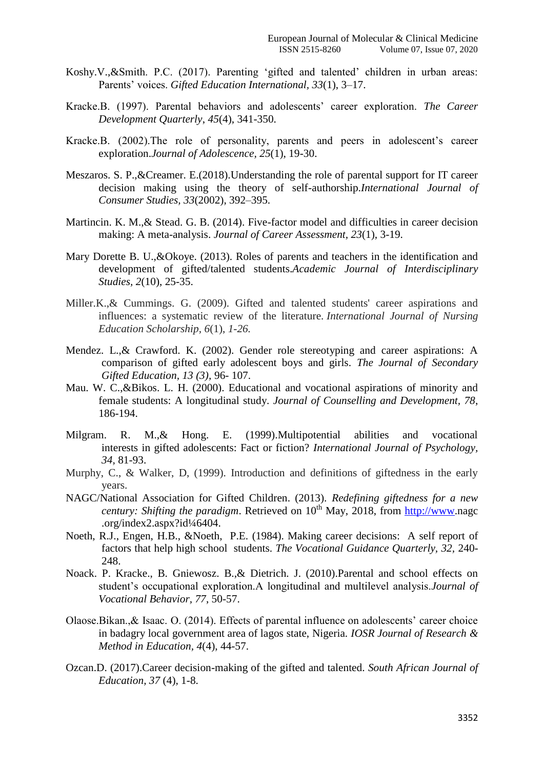Koshy.V.,&Smith. P.C. (2017). Parenting 'gifted and talented' children in urban areas: Parents' voices. *Gifted Education International*, *33*(1), 3–17.

Kracke.B. (1997). Parental behaviors and adolescents' career exploration. *The Career Development Quarterly*, *45*(4), 341-350.

Kracke.B. (2002).The role of personality, parents and peers in adolescent's career exploration.*Journal of Adolescence*, *25*(1), 19-30.

Meszaros. S. P.,&Creamer. E.(2018).Understanding the role of parental support for IT career decision making using the theory of self-authorship.*International Journal of Consumer Studies, 33*(2002), 392–395.

Martincin. K. M.,& Stead. G. B. (2014). Five-factor model and difficulties in career decision making: A meta-analysis. *Journal of Career Assessment, 23*(1), 3-19.

Mary Dorette B. U.,&Okoye. (2013). Roles of parents and teachers in the identification and development of gifted/talented students.*Academic Journal of Interdisciplinary Studies*, *2*(10), 25-35.

Miller.K.,& Cummings. G. (2009). Gifted and talented students' career aspirations and influences: a systematic review of the literature. *International Journal of Nursing Education Scholarship, 6*(1), *1-26.*

Mendez. L.,& Crawford. K. (2002). Gender role stereotyping and career aspirations: A comparison of gifted early adolescent boys and girls. *The Journal of Secondary Gifted Education, 13 (3)*, 96- 107.

Mau. W. C.,&Bikos. L. H. (2000). Educational and vocational aspirations of minority and female students: A longitudinal study. *Journal of Counselling and Development, 78*, 186-194.

Milgram. R. M.,& Hong. E. (1999).Multipotential abilities and vocational interests in gifted adolescents: Fact or fiction? *International Journal of Psychology, 34*, 81-93.

Murphy, C., & Walker, D, (1999). Introduction and definitions of giftedness in the early years.

NAGC/National Association for Gifted Children. (2013). *Redefining giftedness for a new century: Shifting the paradigm*. Retrieved on 10th May, 2018, from http://www.nagc .org/index2.aspx?id¼6404.

Noeth, R.J., Engen, H.B., &Noeth, P.E. (1984). Making career decisions: A self report of factors that help high school students. *The Vocational Guidance Quarterly, 32,* 240-248.

Noack. P. Kracke., B. Gniewosz. B.,& Dietrich. J. (2010).Parental and school effects on student's occupational exploration.A longitudinal and multilevel analysis.*Journal of Vocational Behavior, 77*, 50-57.

Olaose.Bikan.,& Isaac. O. (2014). Effects of parental influence on adolescents' career choice in badagry local government area of lagos state, Nigeria. *IOSR Journal of Research & Method in Education, 4*(4), 44-57.

Ozcan.D. (2017).Career decision-making of the gifted and talented. *South African Journal of Education, 37* (4), 1-8.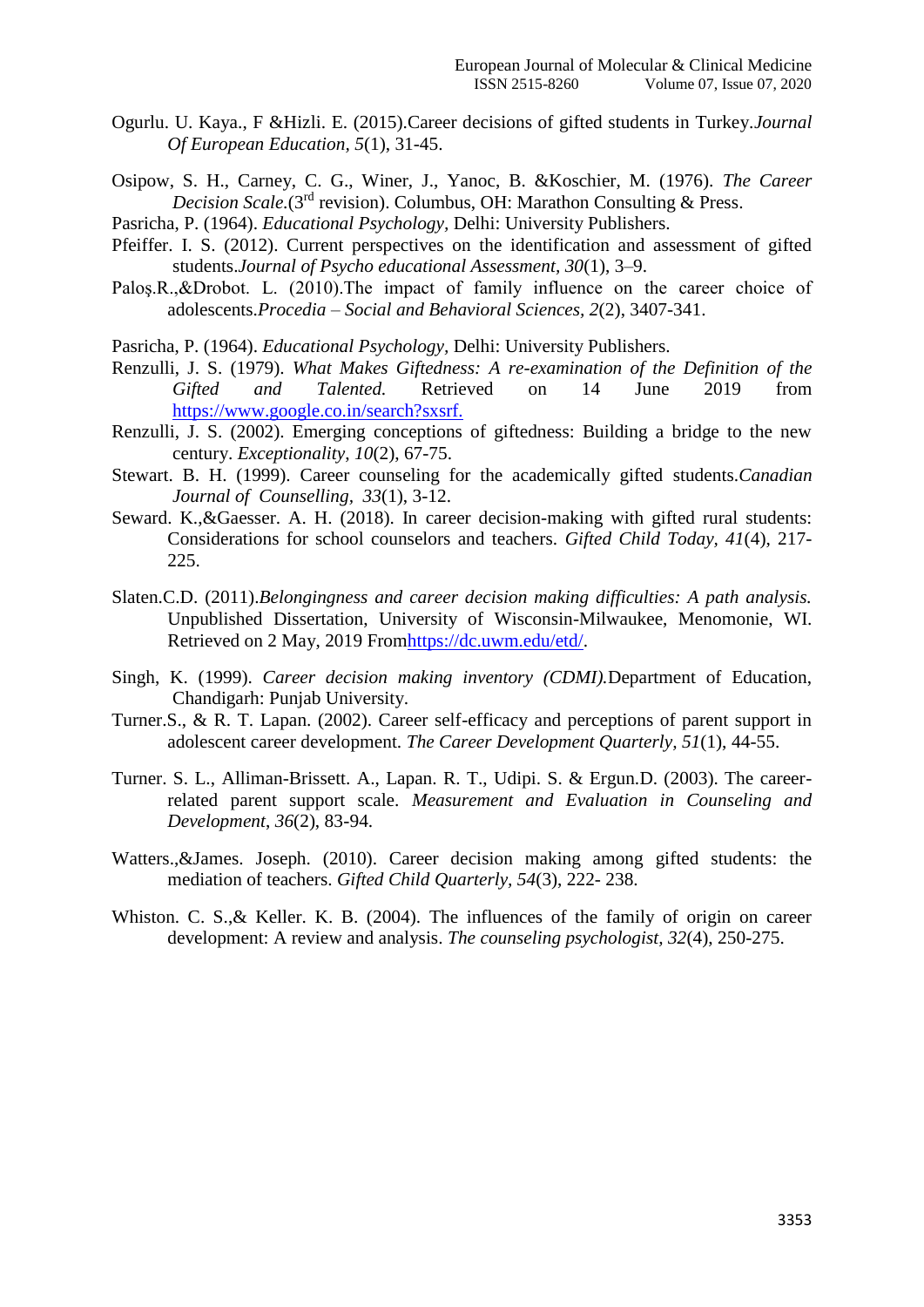Ogurlu. U. Kaya., F &Hizli. E. (2015).Career decisions of gifted students in Turkey.*Journal Of European Education, 5*(1), 31-45.

Osipow, S. H., Carney, C. G., Winer, J., Yanoc, B. &Koschier, M. (1976). *The Career Decision Scale.*(3rd revision). Columbus, OH: Marathon Consulting & Press.

Pasricha, P. (1964). *Educational Psychology,* Delhi: University Publishers.

Pfeiffer. I. S. (2012). Current perspectives on the identification and assessment of gifted students.*Journal of Psycho educational Assessment, 30*(1), 3–9.

Paloş.R.,&Drobot. L. (2010).The impact of family influence on the career choice of adolescents.*Procedia – Social and Behavioral Sciences, 2*(2), 3407-341.

Pasricha, P. (1964). *Educational Psychology,* Delhi: University Publishers.

Renzulli, J. S. (1979). *What Makes Giftedness: A re-examination of the Definition of the Gifted and Talented.* Retrieved on 14 June 2019 from https://www.google.co.in/search?sxsrf.

Renzulli, J. S. (2002). Emerging conceptions of giftedness: Building a bridge to the new century. *Exceptionality*, *10*(2), 67-75.

Stewart. B. H. (1999). Career counseling for the academically gifted students.*Canadian Journal of Counselling, 33*(1), 3-12.

Seward. K.,&Gaesser. A. H. (2018). In career decision-making with gifted rural students: Considerations for school counselors and teachers. *Gifted Child Today*, *41*(4), 217-225.

Slaten.C.D. (2011).*Belongingness and career decision making difficulties: A path analysis.* Unpublished Dissertation, University of Wisconsin-Milwaukee, Menomonie, WI. Retrieved on 2 May, 2019 Fromhttps://dc.uwm.edu/etd/.

Singh, K. (1999). *Career decision making inventory (CDMI).*Department of Education, Chandigarh: Punjab University.

Turner.S., & R. T. Lapan. (2002). Career self-efficacy and perceptions of parent support in adolescent career development. *The Career Development Quarterly, 51*(1), 44-55.

Turner. S. L., Alliman-Brissett. A., Lapan. R. T., Udipi. S. & Ergun.D. (2003). The career-related parent support scale. *Measurement and Evaluation in Counseling and Development*, *36*(2), 83-94.

Watters.,&James. Joseph. (2010). Career decision making among gifted students: the mediation of teachers. *Gifted Child Quarterly*, *54*(3), 222- 238.

Whiston. C. S.,& Keller. K. B. (2004). The influences of the family of origin on career development: A review and analysis. *The counseling psychologist, 32*(4), 250-275.